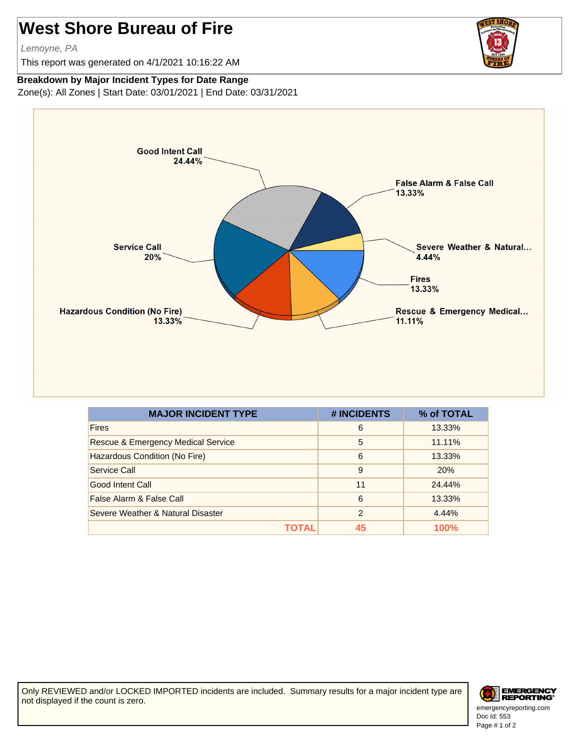# West Shore Bureau of Fire

*Lemoyne, PA*

This report was generated on 4/1/2021 10:16:22 AM

**Breakdown by Major Incident Types for Date Range**

Zone(s): All Zones | Start Date: 03/01/2021 | End Date: 03/31/2021

| MAJOR INCIDENT TYPE | # INCIDENTS | % of TOTAL |
|---|---|---|
| Fires | 6 | 13.33% |
| Rescue & Emergency Medical Service | 5 | 11.11% |
| Hazardous Condition (No Fire) | 6 | 13.33% |
| Service Call | 9 | 20% |
| Good Intent Call | 11 | 24.44% |
| False Alarm & False Call | 6 | 13.33% |
| Severe Weather & Natural Disaster | 2 | 4.44% |
| **TOTAL** | **45** | **100%** |

Only REVIEWED and/or LOCKED IMPORTED incidents are included. Summary results for a major incident type are not displayed if the count is zero.

emergencyreporting.com
Doc Id: 553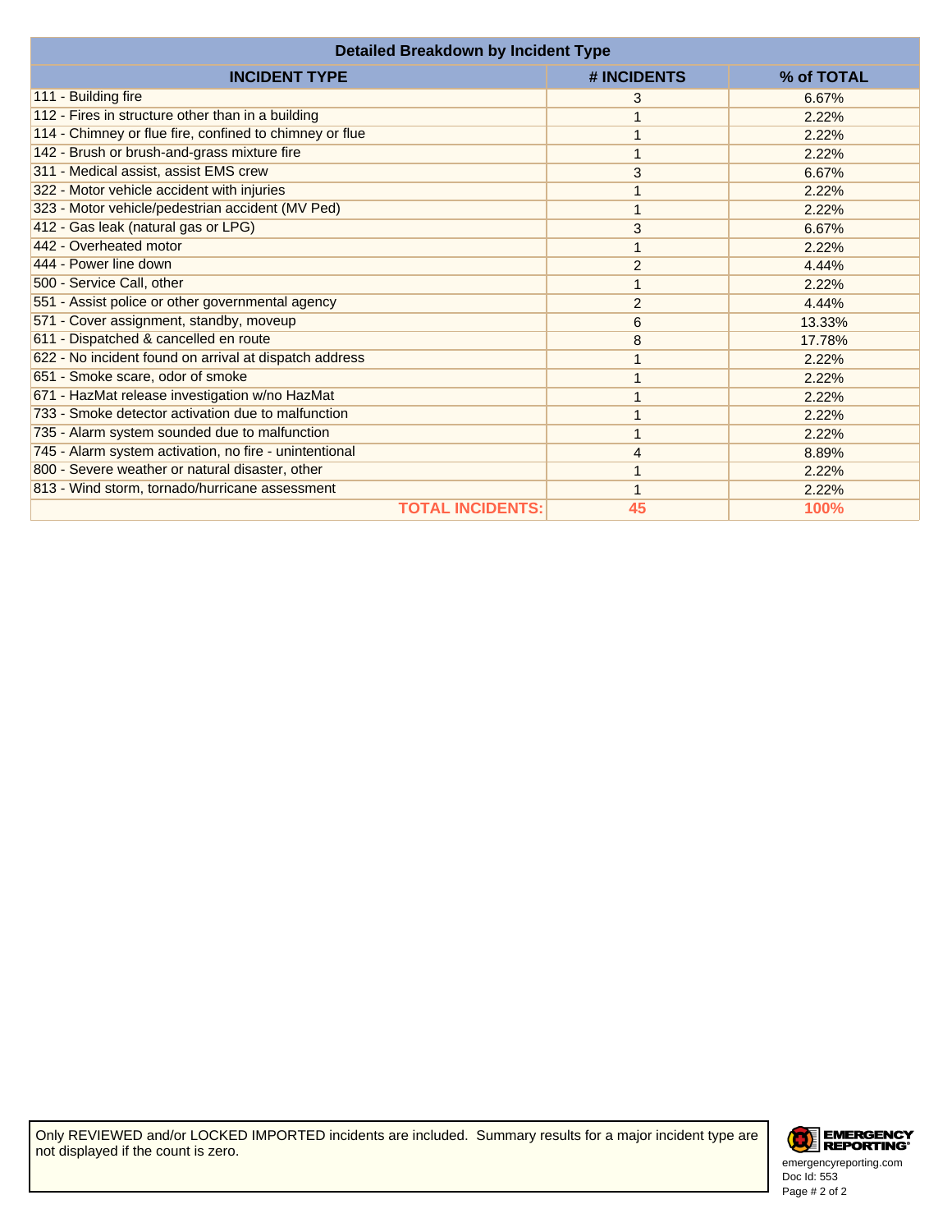| Detailed Breakdown by Incident Type | | |
|---|---|---|
| **INCIDENT TYPE** | **# INCIDENTS** | **% of TOTAL** |
| 111 - Building fire | 3 | 6.67% |
| 112 - Fires in structure other than in a building | 1 | 2.22% |
| 114 - Chimney or flue fire, confined to chimney or flue | 1 | 2.22% |
| 142 - Brush or brush-and-grass mixture fire | 1 | 2.22% |
| 311 - Medical assist, assist EMS crew | 3 | 6.67% |
| 322 - Motor vehicle accident with injuries | 1 | 2.22% |
| 323 - Motor vehicle/pedestrian accident (MV Ped) | 1 | 2.22% |
| 412 - Gas leak (natural gas or LPG) | 3 | 6.67% |
| 442 - Overheated motor | 1 | 2.22% |
| 444 - Power line down | 2 | 4.44% |
| 500 - Service Call, other | 1 | 2.22% |
| 551 - Assist police or other governmental agency | 2 | 4.44% |
| 571 - Cover assignment, standby, moveup | 6 | 13.33% |
| 611 - Dispatched & cancelled en route | 8 | 17.78% |
| 622 - No incident found on arrival at dispatch address | 1 | 2.22% |
| 651 - Smoke scare, odor of smoke | 1 | 2.22% |
| 671 - HazMat release investigation w/no HazMat | 1 | 2.22% |
| 733 - Smoke detector activation due to malfunction | 1 | 2.22% |
| 735 - Alarm system sounded due to malfunction | 1 | 2.22% |
| 745 - Alarm system activation, no fire - unintentional | 4 | 8.89% |
| 800 - Severe weather or natural disaster, other | 1 | 2.22% |
| 813 - Wind storm, tornado/hurricane assessment | 1 | 2.22% |
| **TOTAL INCIDENTS:** | **45** | **100%** |

Only REVIEWED and/or LOCKED IMPORTED incidents are included. Summary results for a major incident type are not displayed if the count is zero.

EMERGENCY REPORTING
emergencyreporting.com
Doc Id: 553